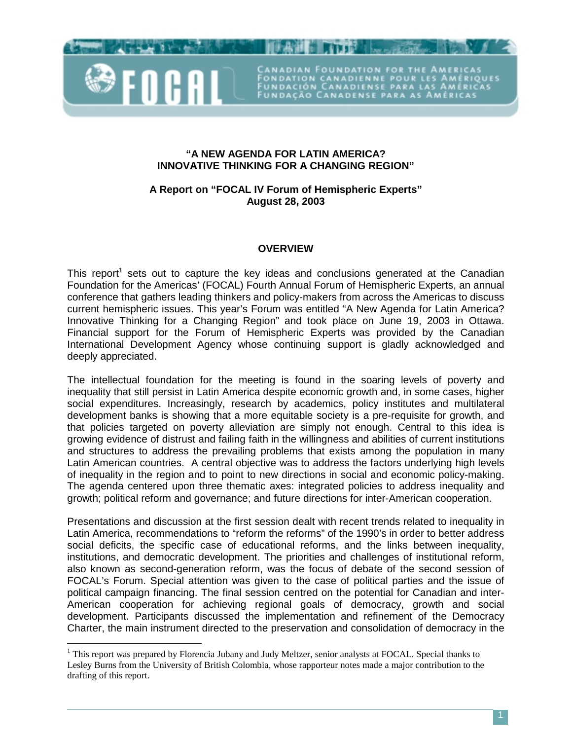**"A NEW AGENDA FOR LATIN AMERICA? INNOVATIVE THINKING FOR A CHANGING REGION"**

**A Report on "FOCAL IV Forum of Hemispheric Experts" August 28, 2003**

## OVERVIEW

This report[1] sets out to capture the key ideas and conclusions generated at the Canadian Foundation for the Americas' (FOCAL) Fourth Annual Forum of Hemispheric Experts, an annual conference that gathers leading thinkers and policy-makers from across the Americas to discuss current hemispheric issues. This year's Forum was entitled "A New Agenda for Latin America? Innovative Thinking for a Changing Region" and took place on June 19, 2003 in Ottawa. Financial support for the Forum of Hemispheric Experts was provided by the Canadian International Development Agency whose continuing support is gladly acknowledged and deeply appreciated.

The intellectual foundation for the meeting is found in the soaring levels of poverty and inequality that still persist in Latin America despite economic growth and, in some cases, higher social expenditures. Increasingly, research by academics, policy institutes and multilateral development banks is showing that a more equitable society is a pre-requisite for growth, and that policies targeted on poverty alleviation are simply not enough. Central to this idea is growing evidence of distrust and failing faith in the willingness and abilities of current institutions and structures to address the prevailing problems that exists among the population in many Latin American countries. A central objective was to address the factors underlying high levels of inequality in the region and to point to new directions in social and economic policy-making. The agenda centered upon three thematic axes: integrated policies to address inequality and growth; political reform and governance; and future directions for inter-American cooperation.

Presentations and discussion at the first session dealt with recent trends related to inequality in Latin America, recommendations to "reform the reforms" of the 1990's in order to better address social deficits, the specific case of educational reforms, and the links between inequality, institutions, and democratic development. The priorities and challenges of institutional reform, also known as second-generation reform, was the focus of debate of the second session of FOCAL's Forum. Special attention was given to the case of political parties and the issue of political campaign financing. The final session centred on the potential for Canadian and inter-American cooperation for achieving regional goals of democracy, growth and social development. Participants discussed the implementation and refinement of the Democracy Charter, the main instrument directed to the preservation and consolidation of democracy in the

---

[1] This report was prepared by Florencia Jubany and Judy Meltzer, senior analysts at FOCAL. Special thanks to Lesley Burns from the University of British Colombia, whose rapporteur notes made a major contribution to the drafting of this report.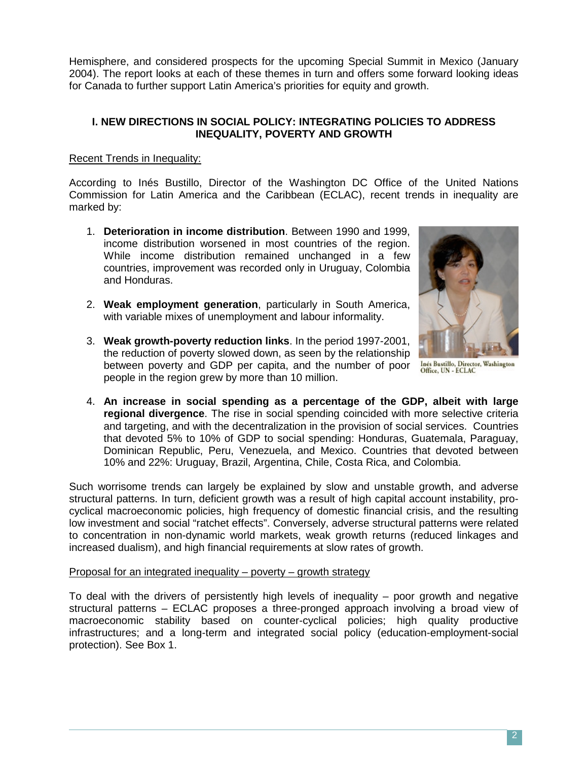Hemisphere, and considered prospects for the upcoming Special Summit in Mexico (January 2004). The report looks at each of these themes in turn and offers some forward looking ideas for Canada to further support Latin America's priorities for equity and growth.

## I. NEW DIRECTIONS IN SOCIAL POLICY: INTEGRATING POLICIES TO ADDRESS INEQUALITY, POVERTY AND GROWTH

### Recent Trends in Inequality:

According to Inés Bustillo, Director of the Washington DC Office of the United Nations Commission for Latin America and the Caribbean (ECLAC), recent trends in inequality are marked by:

1. **Deterioration in income distribution**. Between 1990 and 1999, income distribution worsened in most countries of the region. While income distribution remained unchanged in a few countries, improvement was recorded only in Uruguay, Colombia and Honduras.
2. **Weak employment generation**, particularly in South America, with variable mixes of unemployment and labour informality.
3. **Weak growth-poverty reduction links**. In the period 1997-2001, the reduction of poverty slowed down, as seen by the relationship between poverty and GDP per capita, and the number of poor people in the region grew by more than 10 million.
4. **An increase in social spending as a percentage of the GDP, albeit with large regional divergence**. The rise in social spending coincided with more selective criteria and targeting, and with the decentralization in the provision of social services. Countries that devoted 5% to 10% of GDP to social spending: Honduras, Guatemala, Paraguay, Dominican Republic, Peru, Venezuela, and Mexico. Countries that devoted between 10% and 22%: Uruguay, Brazil, Argentina, Chile, Costa Rica, and Colombia.

Inés Bustillo, Director, Washington Office, UN - ECLAC

Such worrisome trends can largely be explained by slow and unstable growth, and adverse structural patterns. In turn, deficient growth was a result of high capital account instability, pro-cyclical macroeconomic policies, high frequency of domestic financial crisis, and the resulting low investment and social "ratchet effects". Conversely, adverse structural patterns were related to concentration in non-dynamic world markets, weak growth returns (reduced linkages and increased dualism), and high financial requirements at slow rates of growth.

### Proposal for an integrated inequality – poverty – growth strategy

To deal with the drivers of persistently high levels of inequality – poor growth and negative structural patterns – ECLAC proposes a three-pronged approach involving a broad view of macroeconomic stability based on counter-cyclical policies; high quality productive infrastructures; and a long-term and integrated social policy (education-employment-social protection). See Box 1.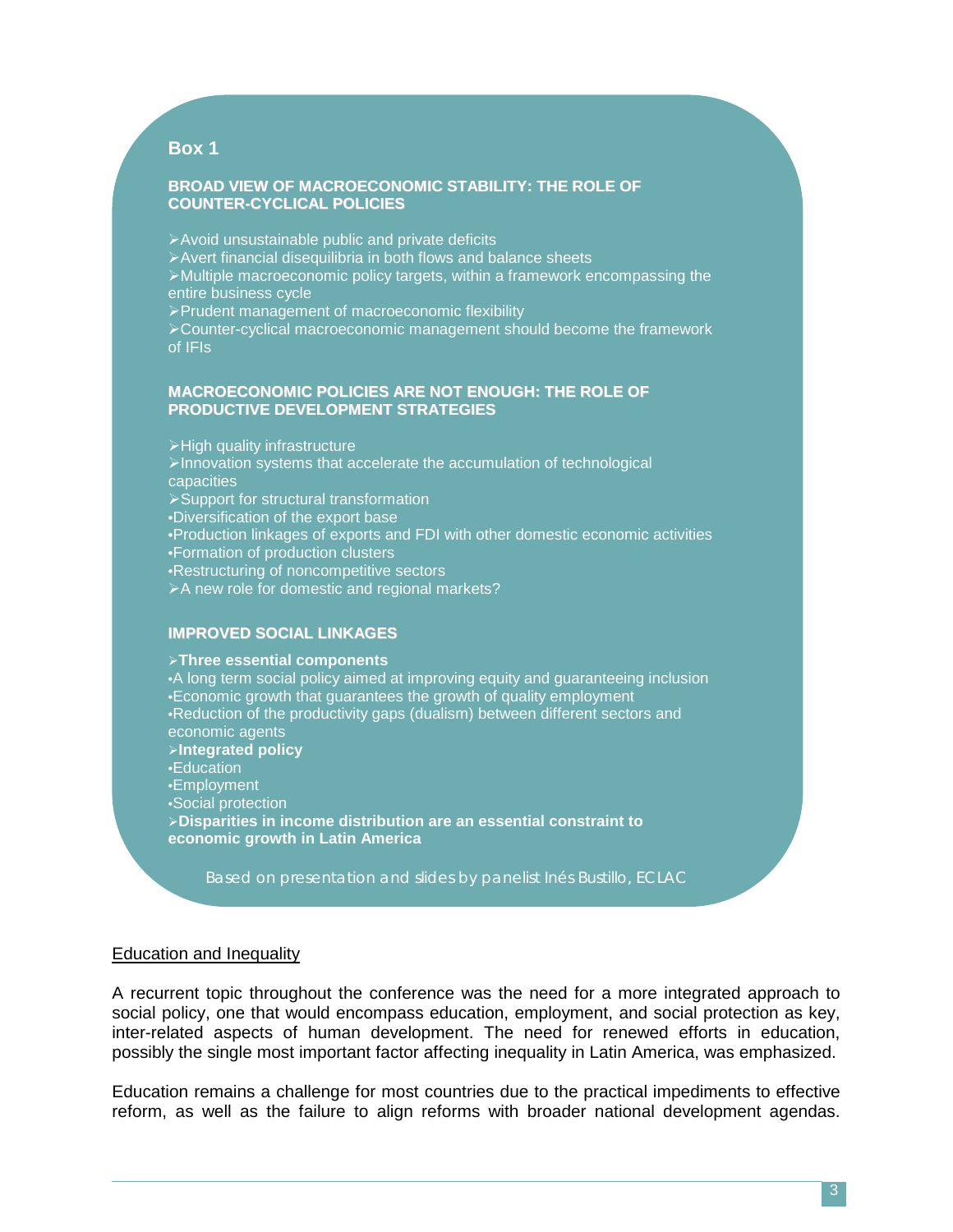### Box 1

**BROAD VIEW OF MACROECONOMIC STABILITY: THE ROLE OF COUNTER-CYCLICAL POLICIES**

- Avoid unsustainable public and private deficits
- Avert financial disequilibria in both flows and balance sheets
- Multiple macroeconomic policy targets, within a framework encompassing the entire business cycle
- Prudent management of macroeconomic flexibility
- Counter-cyclical macroeconomic management should become the framework of IFIs

**MACROECONOMIC POLICIES ARE NOT ENOUGH: THE ROLE OF PRODUCTIVE DEVELOPMENT STRATEGIES**

- High quality infrastructure
- Innovation systems that accelerate the accumulation of technological capacities
- Support for structural transformation
  - Diversification of the export base
  - Production linkages of exports and FDI with other domestic economic activities
  - Formation of production clusters
  - Restructuring of noncompetitive sectors
- A new role for domestic and regional markets?

**IMPROVED SOCIAL LINKAGES**

- **Three essential components**
  - A long term social policy aimed at improving equity and guaranteeing inclusion
  - Economic growth that guarantees the growth of quality employment
  - Reduction of the productivity gaps (dualism) between different sectors and economic agents
- **Integrated policy**
  - Education
  - Employment
  - Social protection
- **Disparities in income distribution are an essential constraint to economic growth in Latin America**

*Based on presentation and slides by panelist Inés Bustillo, ECLAC*

## Education and Inequality

A recurrent topic throughout the conference was the need for a more integrated approach to social policy, one that would encompass education, employment, and social protection as key, inter-related aspects of human development. The need for renewed efforts in education, possibly the single most important factor affecting inequality in Latin America, was emphasized.

Education remains a challenge for most countries due to the practical impediments to effective reform, as well as the failure to align reforms with broader national development agendas.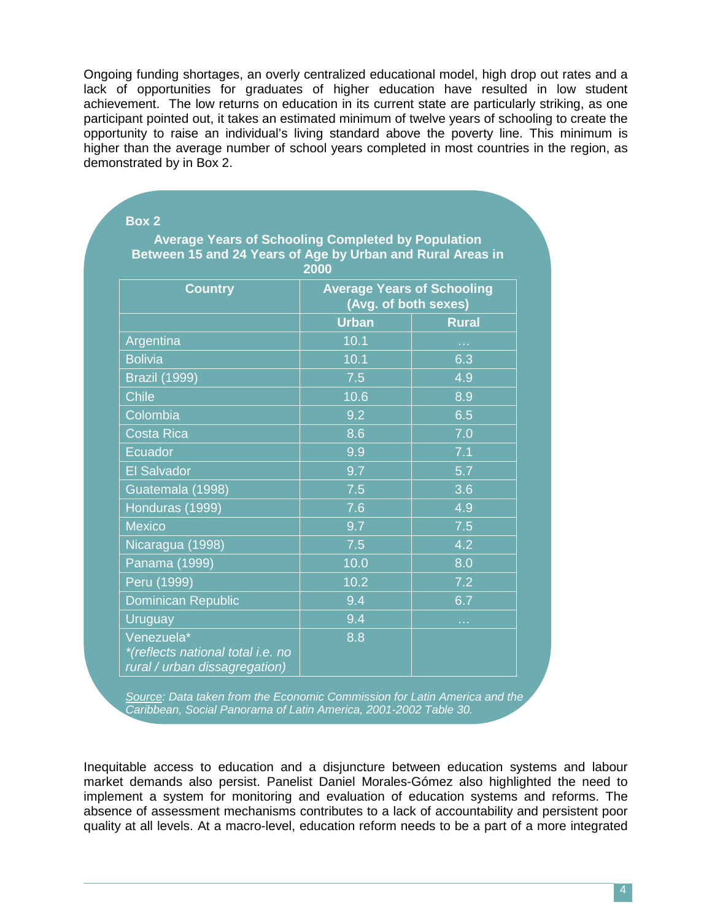Ongoing funding shortages, an overly centralized educational model, high drop out rates and a lack of opportunities for graduates of higher education have resulted in low student achievement. The low returns on education in its current state are particularly striking, as one participant pointed out, it takes an estimated minimum of twelve years of schooling to create the opportunity to raise an individual's living standard above the poverty line. This minimum is higher than the average number of school years completed in most countries in the region, as demonstrated by in Box 2.

**Box 2**

**Average Years of Schooling Completed by Population Between 15 and 24 Years of Age by Urban and Rural Areas in 2000**

| Country | Average Years of Schooling (Avg. of both sexes) | |
|---|---|---|
| | **Urban** | **Rural** |
| Argentina | 10.1 | … |
| Bolivia | 10.1 | 6.3 |
| Brazil (1999) | 7.5 | 4.9 |
| Chile | 10.6 | 8.9 |
| Colombia | 9.2 | 6.5 |
| Costa Rica | 8.6 | 7.0 |
| Ecuador | 9.9 | 7.1 |
| El Salvador | 9.7 | 5.7 |
| Guatemala (1998) | 7.5 | 3.6 |
| Honduras (1999) | 7.6 | 4.9 |
| Mexico | 9.7 | 7.5 |
| Nicaragua (1998) | 7.5 | 4.2 |
| Panama (1999) | 10.0 | 8.0 |
| Peru (1999) | 10.2 | 7.2 |
| Dominican Republic | 9.4 | 6.7 |
| Uruguay | 9.4 | … |
| Venezuela* *(reflects national total i.e. no rural / urban dissagregation)* | 8.8 | |

*Source: Data taken from the Economic Commission for Latin America and the Caribbean, Social Panorama of Latin America, 2001-2002 Table 30.*

Inequitable access to education and a disjuncture between education systems and labour market demands also persist. Panelist Daniel Morales-Gómez also highlighted the need to implement a system for monitoring and evaluation of education systems and reforms. The absence of assessment mechanisms contributes to a lack of accountability and persistent poor quality at all levels. At a macro-level, education reform needs to be a part of a more integrated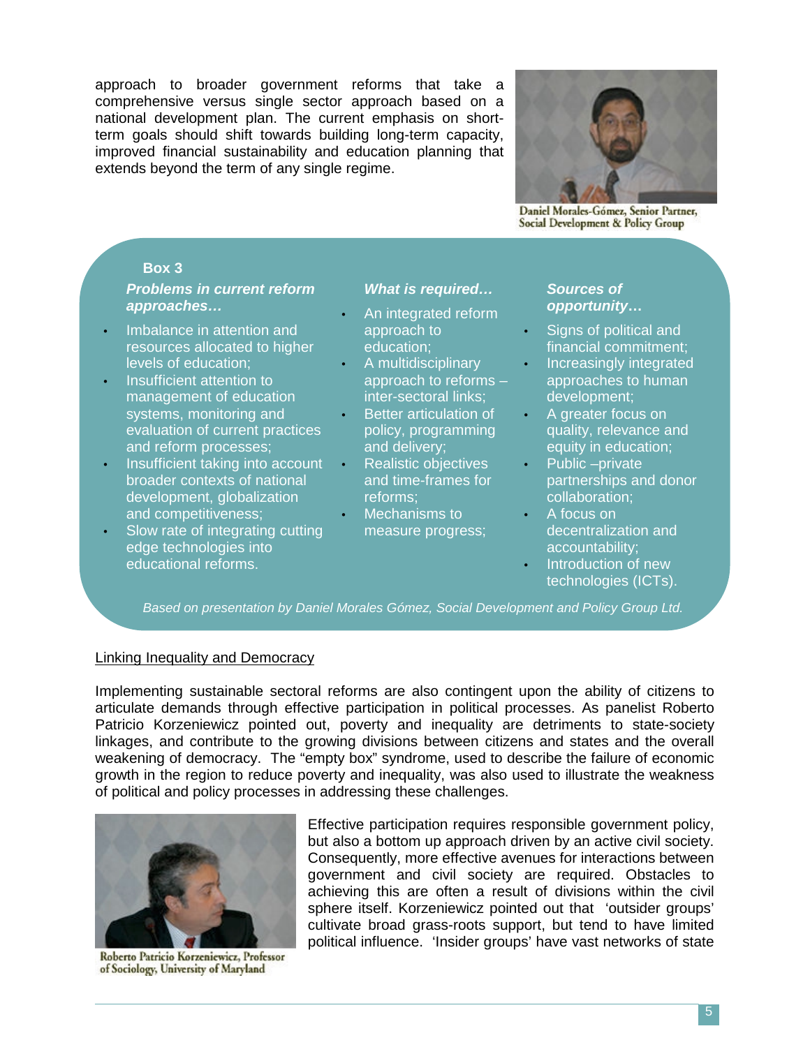approach to broader government reforms that take a comprehensive versus single sector approach based on a national development plan. The current emphasis on short-term goals should shift towards building long-term capacity, improved financial sustainability and education planning that extends beyond the term of any single regime.

Daniel Morales-Gómez, Senior Partner, Social Development & Policy Group

**Box 3**

***Problems in current reform approaches…***

- Imbalance in attention and resources allocated to higher levels of education;
- Insufficient attention to management of education systems, monitoring and evaluation of current practices and reform processes;
- Insufficient taking into account broader contexts of national development, globalization and competitiveness;
- Slow rate of integrating cutting edge technologies into educational reforms.

***What is required…***

- An integrated reform approach to education;
- A multidisciplinary approach to reforms – inter-sectoral links;
- Better articulation of policy, programming and delivery;
- Realistic objectives and time-frames for reforms;
- Mechanisms to measure progress;

***Sources of opportunity…***

- Signs of political and financial commitment;
- Increasingly integrated approaches to human development;
- A greater focus on quality, relevance and equity in education;
- Public –private partnerships and donor collaboration;
- A focus on decentralization and accountability;
- Introduction of new technologies (ICTs).

*Based on presentation by Daniel Morales Gómez, Social Development and Policy Group Ltd.*

<u>Linking Inequality and Democracy</u>

Implementing sustainable sectoral reforms are also contingent upon the ability of citizens to articulate demands through effective participation in political processes. As panelist Roberto Patricio Korzeniewicz pointed out, poverty and inequality are detriments to state-society linkages, and contribute to the growing divisions between citizens and states and the overall weakening of democracy. The “empty box” syndrome, used to describe the failure of economic growth in the region to reduce poverty and inequality, was also used to illustrate the weakness of political and policy processes in addressing these challenges.

Roberto Patricio Korzeniewicz, Professor of Sociology, University of Maryland

Effective participation requires responsible government policy, but also a bottom up approach driven by an active civil society. Consequently, more effective avenues for interactions between government and civil society are required. Obstacles to achieving this are often a result of divisions within the civil sphere itself. Korzeniewicz pointed out that ‘outsider groups’ cultivate broad grass-roots support, but tend to have limited political influence. ‘Insider groups’ have vast networks of state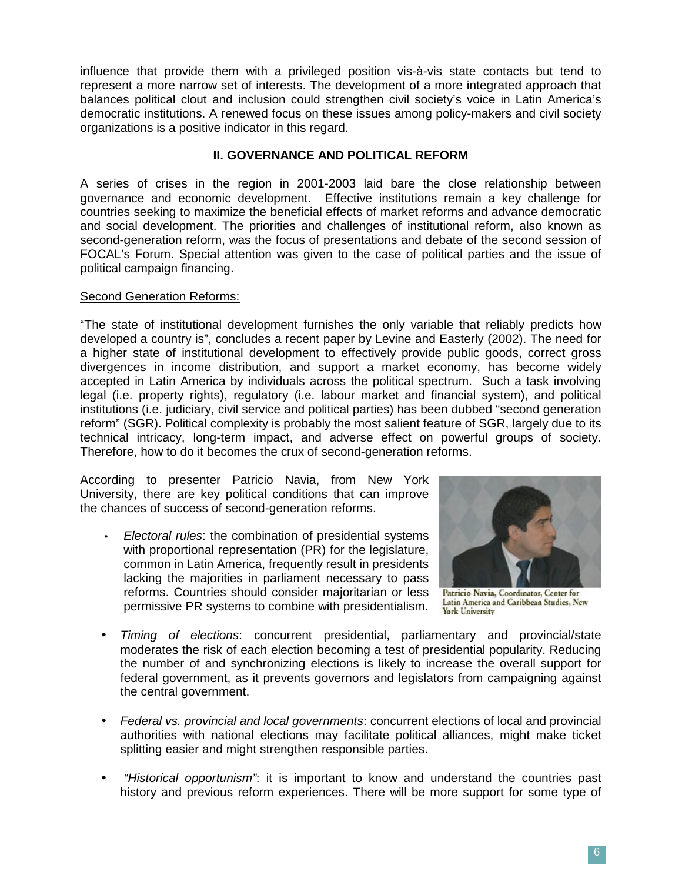influence that provide them with a privileged position vis-à-vis state contacts but tend to represent a more narrow set of interests. The development of a more integrated approach that balances political clout and inclusion could strengthen civil society's voice in Latin America's democratic institutions. A renewed focus on these issues among policy-makers and civil society organizations is a positive indicator in this regard.

## II. GOVERNANCE AND POLITICAL REFORM

A series of crises in the region in 2001-2003 laid bare the close relationship between governance and economic development. Effective institutions remain a key challenge for countries seeking to maximize the beneficial effects of market reforms and advance democratic and social development. The priorities and challenges of institutional reform, also known as second-generation reform, was the focus of presentations and debate of the second session of FOCAL's Forum. Special attention was given to the case of political parties and the issue of political campaign financing.

### Second Generation Reforms:

"The state of institutional development furnishes the only variable that reliably predicts how developed a country is", concludes a recent paper by Levine and Easterly (2002). The need for a higher state of institutional development to effectively provide public goods, correct gross divergences in income distribution, and support a market economy, has become widely accepted in Latin America by individuals across the political spectrum. Such a task involving legal (i.e. property rights), regulatory (i.e. labour market and financial system), and political institutions (i.e. judiciary, civil service and political parties) has been dubbed "second generation reform" (SGR). Political complexity is probably the most salient feature of SGR, largely due to its technical intricacy, long-term impact, and adverse effect on powerful groups of society. Therefore, how to do it becomes the crux of second-generation reforms.

According to presenter Patricio Navia, from New York University, there are key political conditions that can improve the chances of success of second-generation reforms.

Patricio Navia, Coordinator, Center for Latin America and Caribbean Studies, New York University

- *Electoral rules*: the combination of presidential systems with proportional representation (PR) for the legislature, common in Latin America, frequently result in presidents lacking the majorities in parliament necessary to pass reforms. Countries should consider majoritarian or less permissive PR systems to combine with presidentialism.
- *Timing of elections*: concurrent presidential, parliamentary and provincial/state moderates the risk of each election becoming a test of presidential popularity. Reducing the number of and synchronizing elections is likely to increase the overall support for federal government, as it prevents governors and legislators from campaigning against the central government.
- *Federal vs. provincial and local governments*: concurrent elections of local and provincial authorities with national elections may facilitate political alliances, might make ticket splitting easier and might strengthen responsible parties.
- *"Historical opportunism"*: it is important to know and understand the countries past history and previous reform experiences. There will be more support for some type of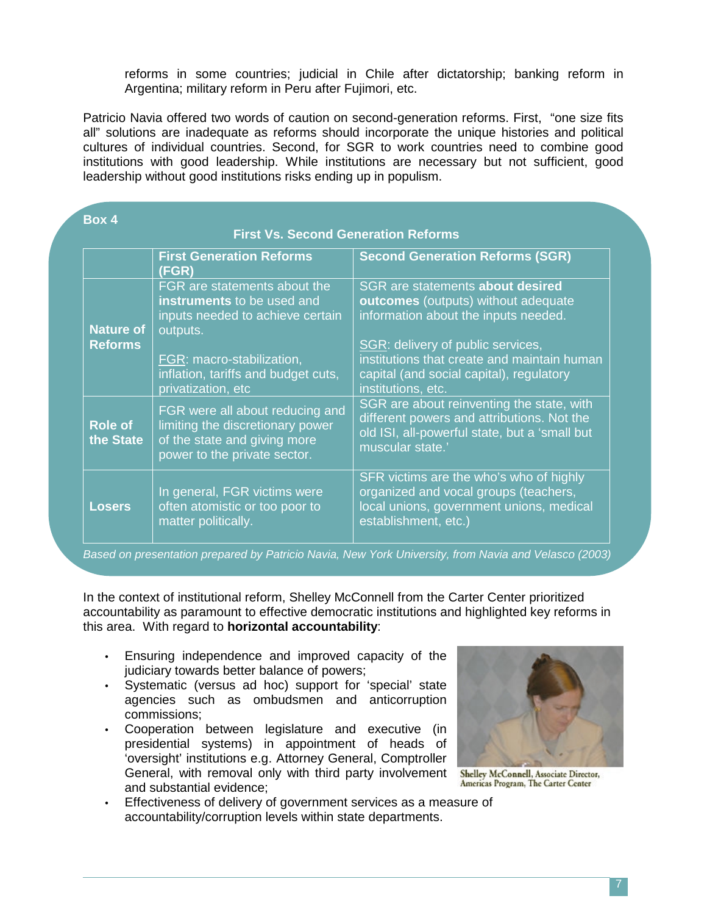reforms in some countries; judicial in Chile after dictatorship; banking reform in Argentina; military reform in Peru after Fujimori, etc.

Patricio Navia offered two words of caution on second-generation reforms. First, "one size fits all" solutions are inadequate as reforms should incorporate the unique histories and political cultures of individual countries. Second, for SGR to work countries need to combine good institutions with good leadership. While institutions are necessary but not sufficient, good leadership without good institutions risks ending up in populism.

**Box 4**

**First Vs. Second Generation Reforms**

| | **First Generation Reforms (FGR)** | **Second Generation Reforms (SGR)** |
|---|---|---|
| **Nature of Reforms** | FGR are statements about the **instruments** to be used and inputs needed to achieve certain outputs.<br><br>FGR: macro-stabilization, inflation, tariffs and budget cuts, privatization, etc | SGR are statements **about desired outcomes** (outputs) without adequate information about the inputs needed.<br><br>SGR: delivery of public services, institutions that create and maintain human capital (and social capital), regulatory institutions, etc. |
| **Role of the State** | FGR were all about reducing and limiting the discretionary power of the state and giving more power to the private sector. | SGR are about reinventing the state, with different powers and attributions. Not the old ISI, all-powerful state, but a 'small but muscular state.' |
| **Losers** | In general, FGR victims were often atomistic or too poor to matter politically. | SFR victims are the who's who of highly organized and vocal groups (teachers, local unions, government unions, medical establishment, etc.) |

*Based on presentation prepared by Patricio Navia, New York University, from Navia and Velasco (2003)*

In the context of institutional reform, Shelley McConnell from the Carter Center prioritized accountability as paramount to effective democratic institutions and highlighted key reforms in this area. With regard to **horizontal accountability**:

- Ensuring independence and improved capacity of the judiciary towards better balance of powers;
- Systematic (versus ad hoc) support for 'special' state agencies such as ombudsmen and anticorruption commissions;
- Cooperation between legislature and executive (in presidential systems) in appointment of heads of 'oversight' institutions e.g. Attorney General, Comptroller General, with removal only with third party involvement and substantial evidence;
- Effectiveness of delivery of government services as a measure of accountability/corruption levels within state departments.

Shelley McConnell, Associate Director, Americas Program, The Carter Center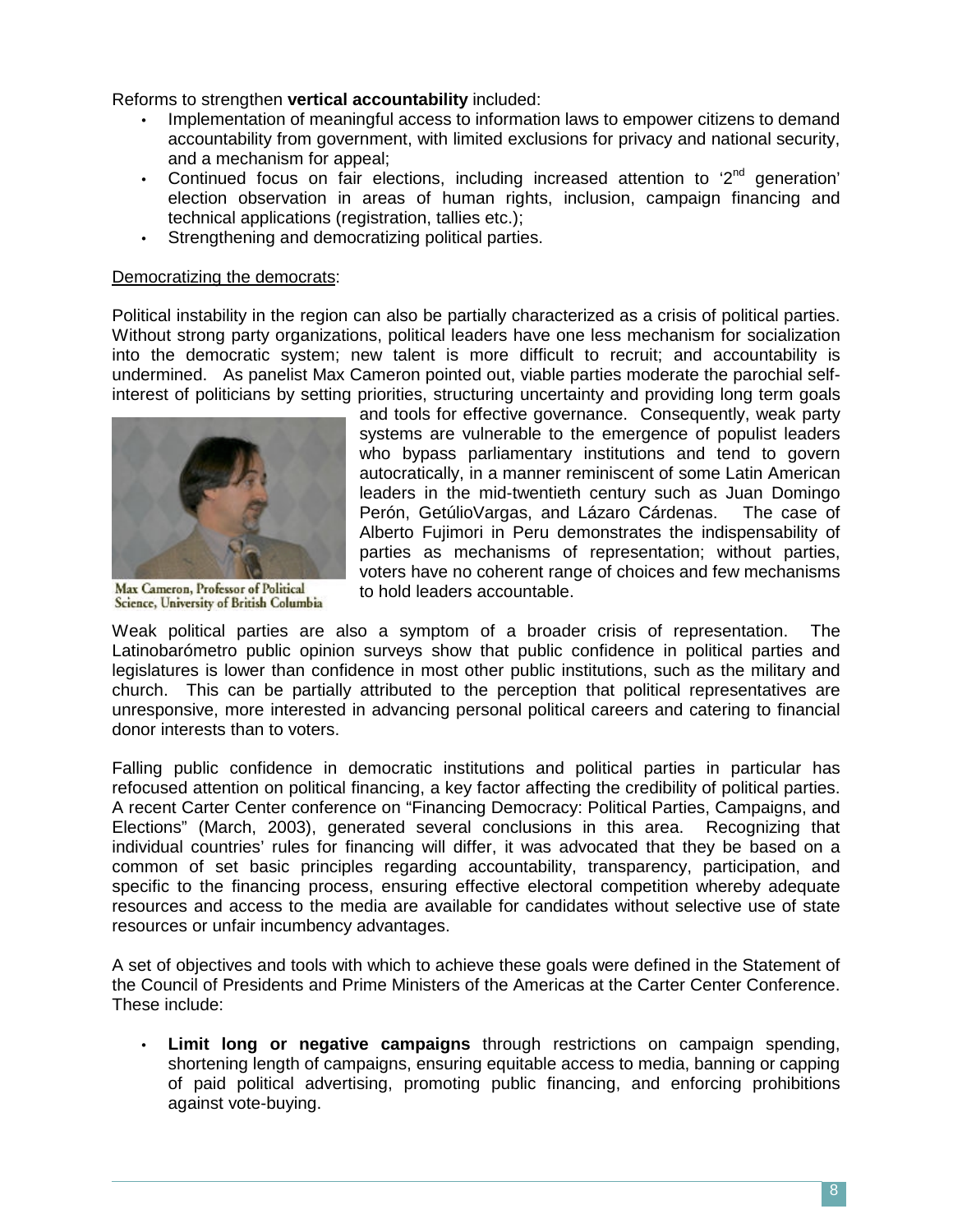Reforms to strengthen **vertical accountability** included:

- Implementation of meaningful access to information laws to empower citizens to demand accountability from government, with limited exclusions for privacy and national security, and a mechanism for appeal;
- Continued focus on fair elections, including increased attention to '2nd generation' election observation in areas of human rights, inclusion, campaign financing and technical applications (registration, tallies etc.);
- Strengthening and democratizing political parties.

Democratizing the democrats:

Political instability in the region can also be partially characterized as a crisis of political parties. Without strong party organizations, political leaders have one less mechanism for socialization into the democratic system; new talent is more difficult to recruit; and accountability is undermined. As panelist Max Cameron pointed out, viable parties moderate the parochial self-interest of politicians by setting priorities, structuring uncertainty and providing long term goals and tools for effective governance. Consequently, weak party systems are vulnerable to the emergence of populist leaders who bypass parliamentary institutions and tend to govern autocratically, in a manner reminiscent of some Latin American leaders in the mid-twentieth century such as Juan Domingo Perón, GetúlioVargas, and Lázaro Cárdenas. The case of Alberto Fujimori in Peru demonstrates the indispensability of parties as mechanisms of representation; without parties, voters have no coherent range of choices and few mechanisms to hold leaders accountable.

Max Cameron, Professor of Political Science, University of British Columbia

Weak political parties are also a symptom of a broader crisis of representation. The Latinobarómetro public opinion surveys show that public confidence in political parties and legislatures is lower than confidence in most other public institutions, such as the military and church. This can be partially attributed to the perception that political representatives are unresponsive, more interested in advancing personal political careers and catering to financial donor interests than to voters.

Falling public confidence in democratic institutions and political parties in particular has refocused attention on political financing, a key factor affecting the credibility of political parties. A recent Carter Center conference on "Financing Democracy: Political Parties, Campaigns, and Elections" (March, 2003), generated several conclusions in this area. Recognizing that individual countries' rules for financing will differ, it was advocated that they be based on a common of set basic principles regarding accountability, transparency, participation, and specific to the financing process, ensuring effective electoral competition whereby adequate resources and access to the media are available for candidates without selective use of state resources or unfair incumbency advantages.

A set of objectives and tools with which to achieve these goals were defined in the Statement of the Council of Presidents and Prime Ministers of the Americas at the Carter Center Conference. These include:

- **Limit long or negative campaigns** through restrictions on campaign spending, shortening length of campaigns, ensuring equitable access to media, banning or capping of paid political advertising, promoting public financing, and enforcing prohibitions against vote-buying.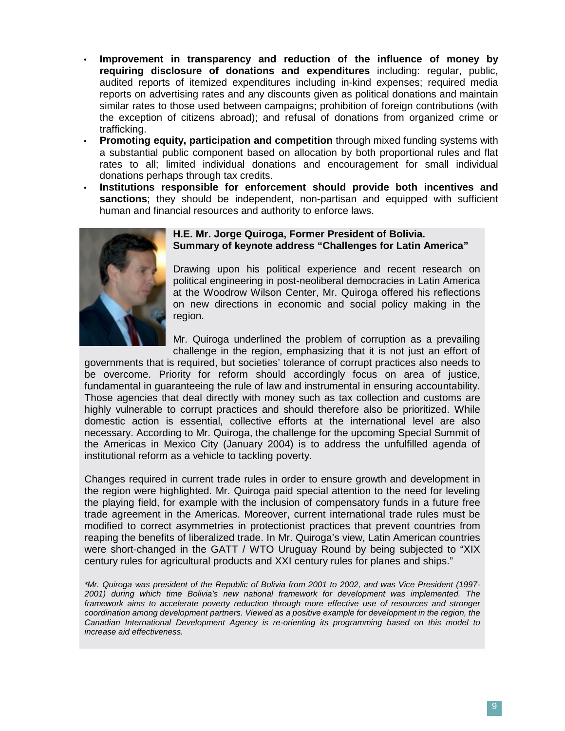- **Improvement in transparency and reduction of the influence of money by requiring disclosure of donations and expenditures** including: regular, public, audited reports of itemized expenditures including in-kind expenses; required media reports on advertising rates and any discounts given as political donations and maintain similar rates to those used between campaigns; prohibition of foreign contributions (with the exception of citizens abroad); and refusal of donations from organized crime or trafficking.
- **Promoting equity, participation and competition** through mixed funding systems with a substantial public component based on allocation by both proportional rules and flat rates to all; limited individual donations and encouragement for small individual donations perhaps through tax credits.
- **Institutions responsible for enforcement should provide both incentives and sanctions**; they should be independent, non-partisan and equipped with sufficient human and financial resources and authority to enforce laws.

**H.E. Mr. Jorge Quiroga, Former President of Bolivia.**
**Summary of keynote address "Challenges for Latin America"**

Drawing upon his political experience and recent research on political engineering in post-neoliberal democracies in Latin America at the Woodrow Wilson Center, Mr. Quiroga offered his reflections on new directions in economic and social policy making in the region.

Mr. Quiroga underlined the problem of corruption as a prevailing challenge in the region, emphasizing that it is not just an effort of governments that is required, but societies' tolerance of corrupt practices also needs to be overcome. Priority for reform should accordingly focus on area of justice, fundamental in guaranteeing the rule of law and instrumental in ensuring accountability. Those agencies that deal directly with money such as tax collection and customs are highly vulnerable to corrupt practices and should therefore also be prioritized. While domestic action is essential, collective efforts at the international level are also necessary. According to Mr. Quiroga, the challenge for the upcoming Special Summit of the Americas in Mexico City (January 2004) is to address the unfulfilled agenda of institutional reform as a vehicle to tackling poverty.

Changes required in current trade rules in order to ensure growth and development in the region were highlighted. Mr. Quiroga paid special attention to the need for leveling the playing field, for example with the inclusion of compensatory funds in a future free trade agreement in the Americas. Moreover, current international trade rules must be modified to correct asymmetries in protectionist practices that prevent countries from reaping the benefits of liberalized trade. In Mr. Quiroga's view, Latin American countries were short-changed in the GATT / WTO Uruguay Round by being subjected to "XIX century rules for agricultural products and XXI century rules for planes and ships."

*\*Mr. Quiroga was president of the Republic of Bolivia from 2001 to 2002, and was Vice President (1997-2001) during which time Bolivia's new national framework for development was implemented. The framework aims to accelerate poverty reduction through more effective use of resources and stronger coordination among development partners. Viewed as a positive example for development in the region, the Canadian International Development Agency is re-orienting its programming based on this model to increase aid effectiveness.*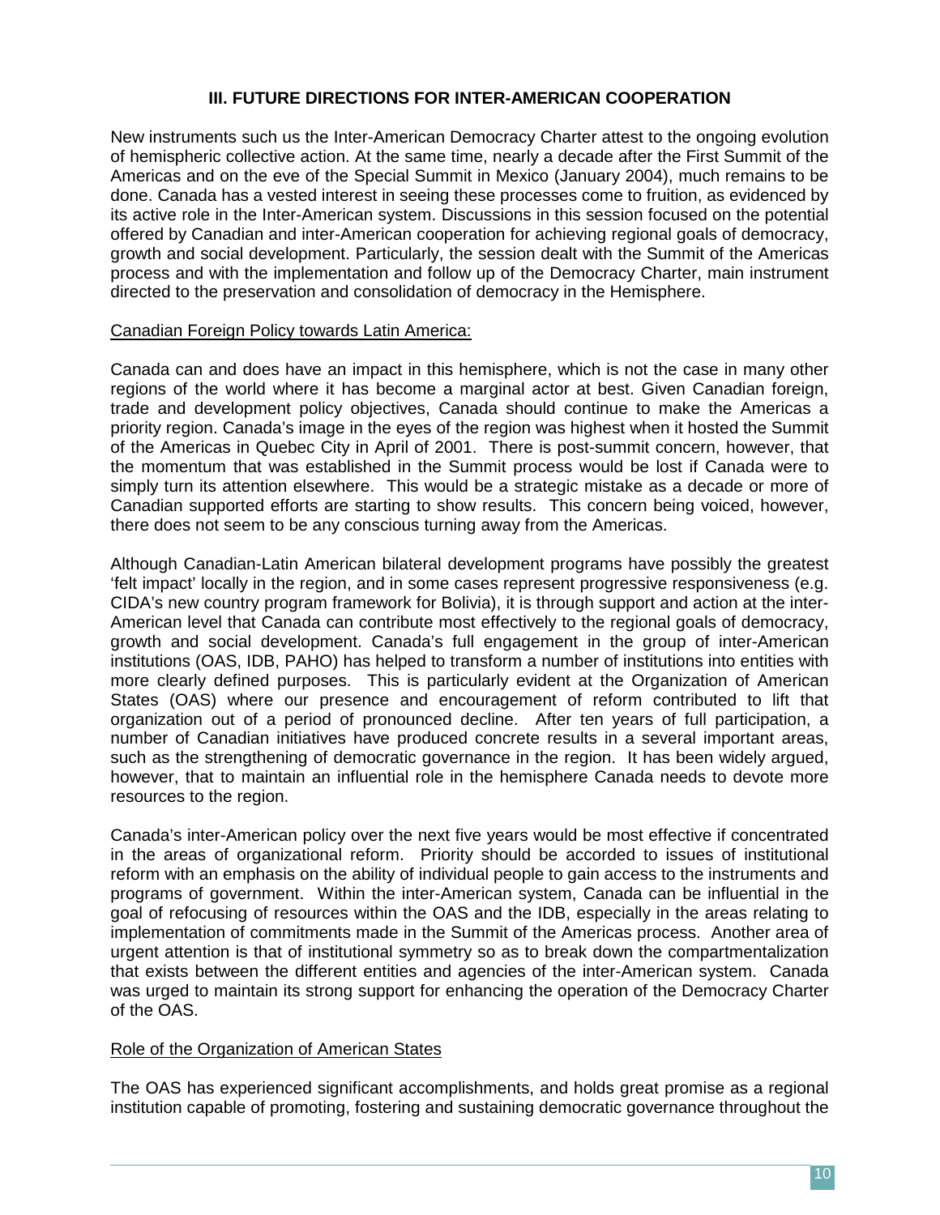## III. FUTURE DIRECTIONS FOR INTER-AMERICAN COOPERATION

New instruments such us the Inter-American Democracy Charter attest to the ongoing evolution of hemispheric collective action. At the same time, nearly a decade after the First Summit of the Americas and on the eve of the Special Summit in Mexico (January 2004), much remains to be done. Canada has a vested interest in seeing these processes come to fruition, as evidenced by its active role in the Inter-American system. Discussions in this session focused on the potential offered by Canadian and inter-American cooperation for achieving regional goals of democracy, growth and social development. Particularly, the session dealt with the Summit of the Americas process and with the implementation and follow up of the Democracy Charter, main instrument directed to the preservation and consolidation of democracy in the Hemisphere.

### Canadian Foreign Policy towards Latin America:

Canada can and does have an impact in this hemisphere, which is not the case in many other regions of the world where it has become a marginal actor at best. Given Canadian foreign, trade and development policy objectives, Canada should continue to make the Americas a priority region. Canada's image in the eyes of the region was highest when it hosted the Summit of the Americas in Quebec City in April of 2001. There is post-summit concern, however, that the momentum that was established in the Summit process would be lost if Canada were to simply turn its attention elsewhere. This would be a strategic mistake as a decade or more of Canadian supported efforts are starting to show results. This concern being voiced, however, there does not seem to be any conscious turning away from the Americas.

Although Canadian-Latin American bilateral development programs have possibly the greatest 'felt impact' locally in the region, and in some cases represent progressive responsiveness (e.g. CIDA's new country program framework for Bolivia), it is through support and action at the inter-American level that Canada can contribute most effectively to the regional goals of democracy, growth and social development. Canada's full engagement in the group of inter-American institutions (OAS, IDB, PAHO) has helped to transform a number of institutions into entities with more clearly defined purposes. This is particularly evident at the Organization of American States (OAS) where our presence and encouragement of reform contributed to lift that organization out of a period of pronounced decline. After ten years of full participation, a number of Canadian initiatives have produced concrete results in a several important areas, such as the strengthening of democratic governance in the region. It has been widely argued, however, that to maintain an influential role in the hemisphere Canada needs to devote more resources to the region.

Canada's inter-American policy over the next five years would be most effective if concentrated in the areas of organizational reform. Priority should be accorded to issues of institutional reform with an emphasis on the ability of individual people to gain access to the instruments and programs of government. Within the inter-American system, Canada can be influential in the goal of refocusing of resources within the OAS and the IDB, especially in the areas relating to implementation of commitments made in the Summit of the Americas process. Another area of urgent attention is that of institutional symmetry so as to break down the compartmentalization that exists between the different entities and agencies of the inter-American system. Canada was urged to maintain its strong support for enhancing the operation of the Democracy Charter of the OAS.

### Role of the Organization of American States

The OAS has experienced significant accomplishments, and holds great promise as a regional institution capable of promoting, fostering and sustaining democratic governance throughout the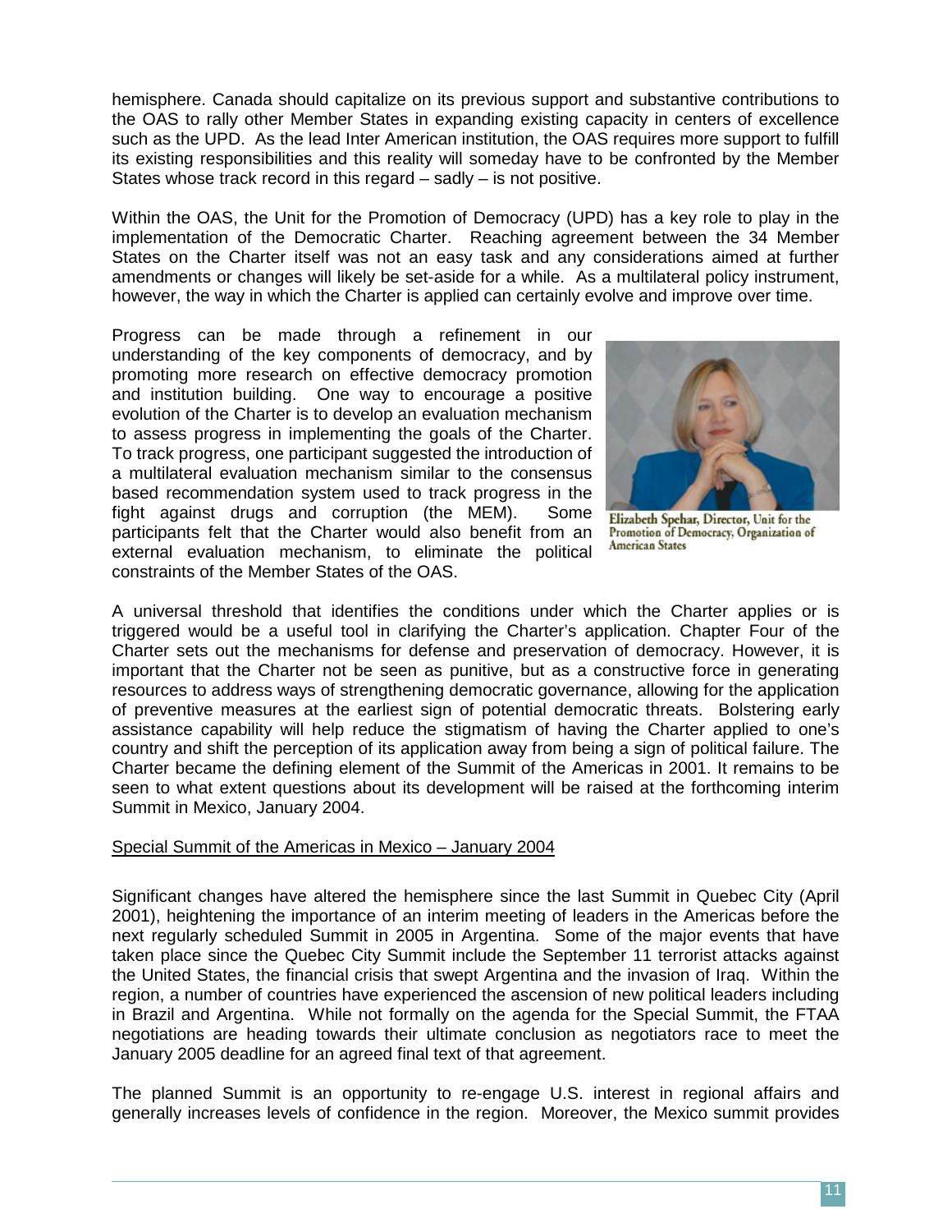hemisphere. Canada should capitalize on its previous support and substantive contributions to the OAS to rally other Member States in expanding existing capacity in centers of excellence such as the UPD. As the lead Inter American institution, the OAS requires more support to fulfill its existing responsibilities and this reality will someday have to be confronted by the Member States whose track record in this regard – sadly – is not positive.

Within the OAS, the Unit for the Promotion of Democracy (UPD) has a key role to play in the implementation of the Democratic Charter. Reaching agreement between the 34 Member States on the Charter itself was not an easy task and any considerations aimed at further amendments or changes will likely be set-aside for a while. As a multilateral policy instrument, however, the way in which the Charter is applied can certainly evolve and improve over time.

Progress can be made through a refinement in our understanding of the key components of democracy, and by promoting more research on effective democracy promotion and institution building. One way to encourage a positive evolution of the Charter is to develop an evaluation mechanism to assess progress in implementing the goals of the Charter. To track progress, one participant suggested the introduction of a multilateral evaluation mechanism similar to the consensus based recommendation system used to track progress in the fight against drugs and corruption (the MEM). Some participants felt that the Charter would also benefit from an external evaluation mechanism, to eliminate the political constraints of the Member States of the OAS.

Elizabeth Spehar, Director, Unit for the Promotion of Democracy, Organization of American States

A universal threshold that identifies the conditions under which the Charter applies or is triggered would be a useful tool in clarifying the Charter's application. Chapter Four of the Charter sets out the mechanisms for defense and preservation of democracy. However, it is important that the Charter not be seen as punitive, but as a constructive force in generating resources to address ways of strengthening democratic governance, allowing for the application of preventive measures at the earliest sign of potential democratic threats. Bolstering early assistance capability will help reduce the stigmatism of having the Charter applied to one's country and shift the perception of its application away from being a sign of political failure. The Charter became the defining element of the Summit of the Americas in 2001. It remains to be seen to what extent questions about its development will be raised at the forthcoming interim Summit in Mexico, January 2004.

## Special Summit of the Americas in Mexico – January 2004

Significant changes have altered the hemisphere since the last Summit in Quebec City (April 2001), heightening the importance of an interim meeting of leaders in the Americas before the next regularly scheduled Summit in 2005 in Argentina. Some of the major events that have taken place since the Quebec City Summit include the September 11 terrorist attacks against the United States, the financial crisis that swept Argentina and the invasion of Iraq. Within the region, a number of countries have experienced the ascension of new political leaders including in Brazil and Argentina. While not formally on the agenda for the Special Summit, the FTAA negotiations are heading towards their ultimate conclusion as negotiators race to meet the January 2005 deadline for an agreed final text of that agreement.

The planned Summit is an opportunity to re-engage U.S. interest in regional affairs and generally increases levels of confidence in the region. Moreover, the Mexico summit provides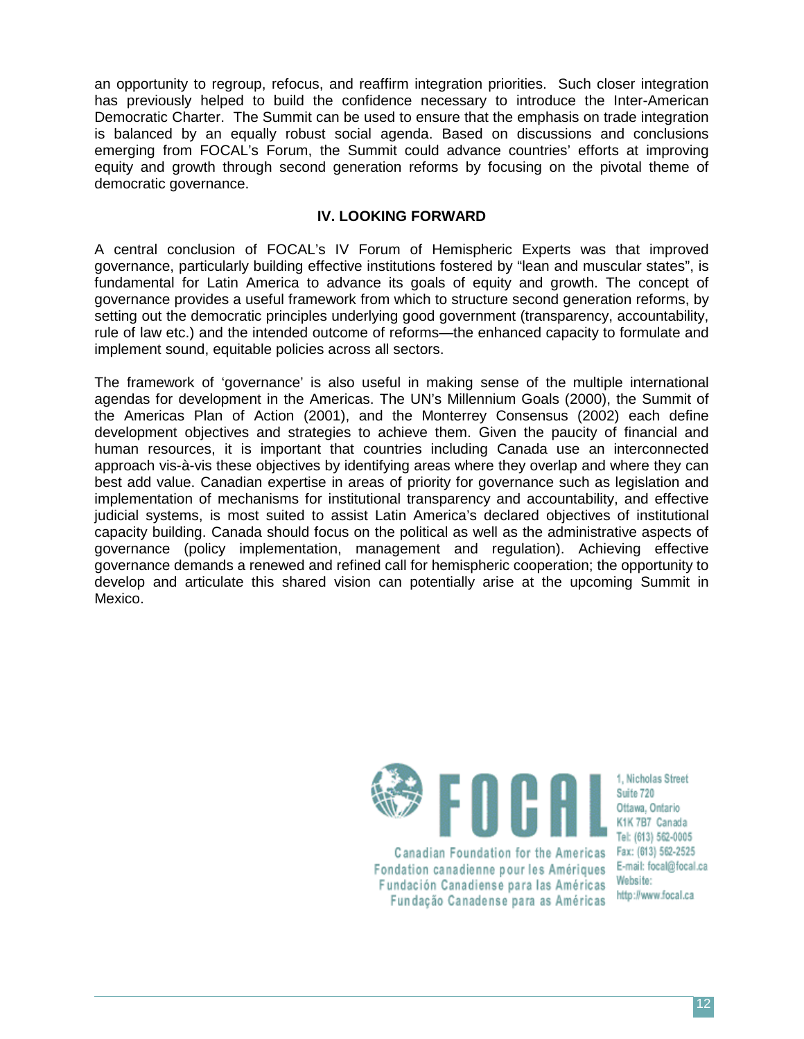an opportunity to regroup, refocus, and reaffirm integration priorities. Such closer integration has previously helped to build the confidence necessary to introduce the Inter-American Democratic Charter. The Summit can be used to ensure that the emphasis on trade integration is balanced by an equally robust social agenda. Based on discussions and conclusions emerging from FOCAL's Forum, the Summit could advance countries' efforts at improving equity and growth through second generation reforms by focusing on the pivotal theme of democratic governance.

## IV. LOOKING FORWARD

A central conclusion of FOCAL's IV Forum of Hemispheric Experts was that improved governance, particularly building effective institutions fostered by "lean and muscular states", is fundamental for Latin America to advance its goals of equity and growth. The concept of governance provides a useful framework from which to structure second generation reforms, by setting out the democratic principles underlying good government (transparency, accountability, rule of law etc.) and the intended outcome of reforms—the enhanced capacity to formulate and implement sound, equitable policies across all sectors.

The framework of 'governance' is also useful in making sense of the multiple international agendas for development in the Americas. The UN's Millennium Goals (2000), the Summit of the Americas Plan of Action (2001), and the Monterrey Consensus (2002) each define development objectives and strategies to achieve them. Given the paucity of financial and human resources, it is important that countries including Canada use an interconnected approach vis-à-vis these objectives by identifying areas where they overlap and where they can best add value. Canadian expertise in areas of priority for governance such as legislation and implementation of mechanisms for institutional transparency and accountability, and effective judicial systems, is most suited to assist Latin America's declared objectives of institutional capacity building. Canada should focus on the political as well as the administrative aspects of governance (policy implementation, management and regulation). Achieving effective governance demands a renewed and refined call for hemispheric cooperation; the opportunity to develop and articulate this shared vision can potentially arise at the upcoming Summit in Mexico.

FOCAL

Canadian Foundation for the Americas
Fondation canadienne pour les Amériques
Fundación Canadiense para las Américas
Fundação Canadense para as Américas

1, Nicholas Street
Suite 720
Ottawa, Ontario
K1K 7B7 Canada
Tel: (613) 562-0005
Fax: (613) 562-2525
E-mail: focal@focal.ca
Website:
http://www.focal.ca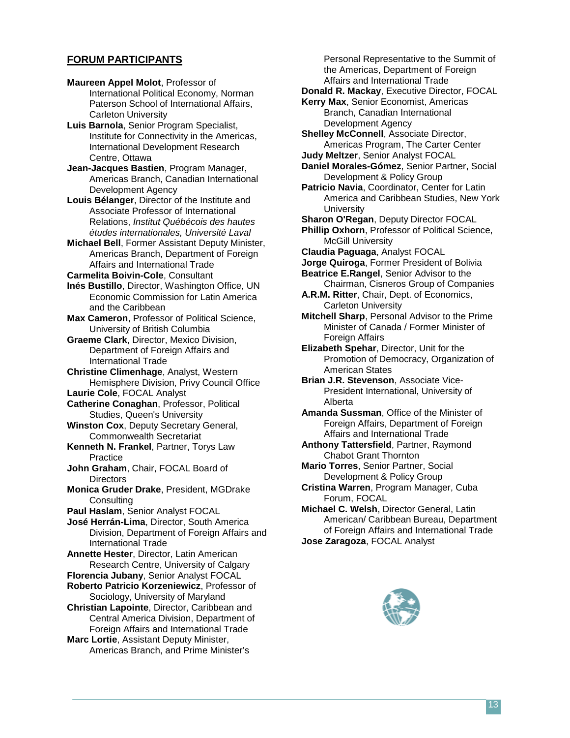## FORUM PARTICIPANTS

**Maureen Appel Molot**, Professor of International Political Economy, Norman Paterson School of International Affairs, Carleton University

**Luis Barnola**, Senior Program Specialist, Institute for Connectivity in the Americas, International Development Research Centre, Ottawa

**Jean-Jacques Bastien**, Program Manager, Americas Branch, Canadian International Development Agency

**Louis Bélanger**, Director of the Institute and Associate Professor of International Relations, *Institut Québécois des hautes études internationales, Université Laval*

**Michael Bell**, Former Assistant Deputy Minister, Americas Branch, Department of Foreign Affairs and International Trade

**Carmelita Boivin-Cole**, Consultant

**Inés Bustillo**, Director, Washington Office, UN Economic Commission for Latin America and the Caribbean

**Max Cameron**, Professor of Political Science, University of British Columbia

**Graeme Clark**, Director, Mexico Division, Department of Foreign Affairs and International Trade

**Christine Climenhage**, Analyst, Western Hemisphere Division, Privy Council Office

**Laurie Cole**, FOCAL Analyst

**Catherine Conaghan**, Professor, Political Studies, Queen's University

**Winston Cox**, Deputy Secretary General, Commonwealth Secretariat

**Kenneth N. Frankel**, Partner, Torys Law Practice

**John Graham**, Chair, FOCAL Board of Directors

**Monica Gruder Drake**, President, MGDrake Consulting

**Paul Haslam**, Senior Analyst FOCAL

**José Herrán-Lima**, Director, South America Division, Department of Foreign Affairs and International Trade

**Annette Hester**, Director, Latin American Research Centre, University of Calgary

**Florencia Jubany**, Senior Analyst FOCAL

**Roberto Patricio Korzeniewicz**, Professor of Sociology, University of Maryland

**Christian Lapointe**, Director, Caribbean and Central America Division, Department of Foreign Affairs and International Trade

**Marc Lortie**, Assistant Deputy Minister, Americas Branch, and Prime Minister's Personal Representative to the Summit of the Americas, Department of Foreign Affairs and International Trade

**Donald R. Mackay**, Executive Director, FOCAL

**Kerry Max**, Senior Economist, Americas Branch, Canadian International Development Agency

**Shelley McConnell**, Associate Director, Americas Program, The Carter Center

**Judy Meltzer**, Senior Analyst FOCAL

**Daniel Morales-Gómez**, Senior Partner, Social Development & Policy Group

**Patricio Navia**, Coordinator, Center for Latin America and Caribbean Studies, New York University

**Sharon O'Regan**, Deputy Director FOCAL

**Phillip Oxhorn**, Professor of Political Science, McGill University

**Claudia Paguaga**, Analyst FOCAL

**Jorge Quiroga**, Former President of Bolivia

**Beatrice E.Rangel**, Senior Advisor to the Chairman, Cisneros Group of Companies

**A.R.M. Ritter**, Chair, Dept. of Economics, Carleton University

**Mitchell Sharp**, Personal Advisor to the Prime Minister of Canada / Former Minister of Foreign Affairs

**Elizabeth Spehar**, Director, Unit for the Promotion of Democracy, Organization of American States

**Brian J.R. Stevenson**, Associate Vice-President International, University of Alberta

**Amanda Sussman**, Office of the Minister of Foreign Affairs, Department of Foreign Affairs and International Trade

**Anthony Tattersfield**, Partner, Raymond Chabot Grant Thornton

**Mario Torres**, Senior Partner, Social Development & Policy Group

**Cristina Warren**, Program Manager, Cuba Forum, FOCAL

**Michael C. Welsh**, Director General, Latin American/ Caribbean Bureau, Department of Foreign Affairs and International Trade

**Jose Zaragoza**, FOCAL Analyst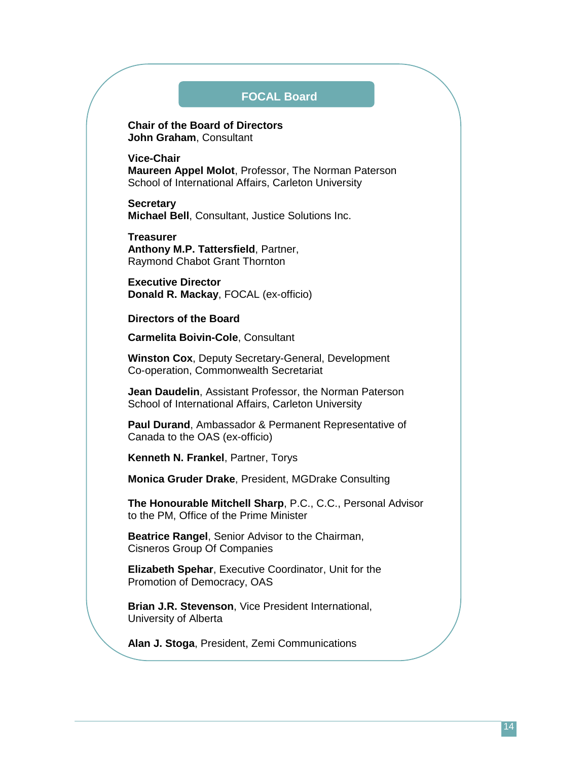## FOCAL Board

**Chair of the Board of Directors**
**John Graham**, Consultant

**Vice-Chair**
**Maureen Appel Molot**, Professor, The Norman Paterson School of International Affairs, Carleton University

**Secretary**
**Michael Bell**, Consultant, Justice Solutions Inc.

**Treasurer**
**Anthony M.P. Tattersfield**, Partner, Raymond Chabot Grant Thornton

**Executive Director**
**Donald R. Mackay**, FOCAL (ex-officio)

**Directors of the Board**

**Carmelita Boivin-Cole**, Consultant

**Winston Cox**, Deputy Secretary-General, Development Co-operation, Commonwealth Secretariat

**Jean Daudelin**, Assistant Professor, the Norman Paterson School of International Affairs, Carleton University

**Paul Durand**, Ambassador & Permanent Representative of Canada to the OAS (ex-officio)

**Kenneth N. Frankel**, Partner, Torys

**Monica Gruder Drake**, President, MGDrake Consulting

**The Honourable Mitchell Sharp**, P.C., C.C., Personal Advisor to the PM, Office of the Prime Minister

**Beatrice Rangel**, Senior Advisor to the Chairman, Cisneros Group Of Companies

**Elizabeth Spehar**, Executive Coordinator, Unit for the Promotion of Democracy, OAS

**Brian J.R. Stevenson**, Vice President International, University of Alberta

**Alan J. Stoga**, President, Zemi Communications